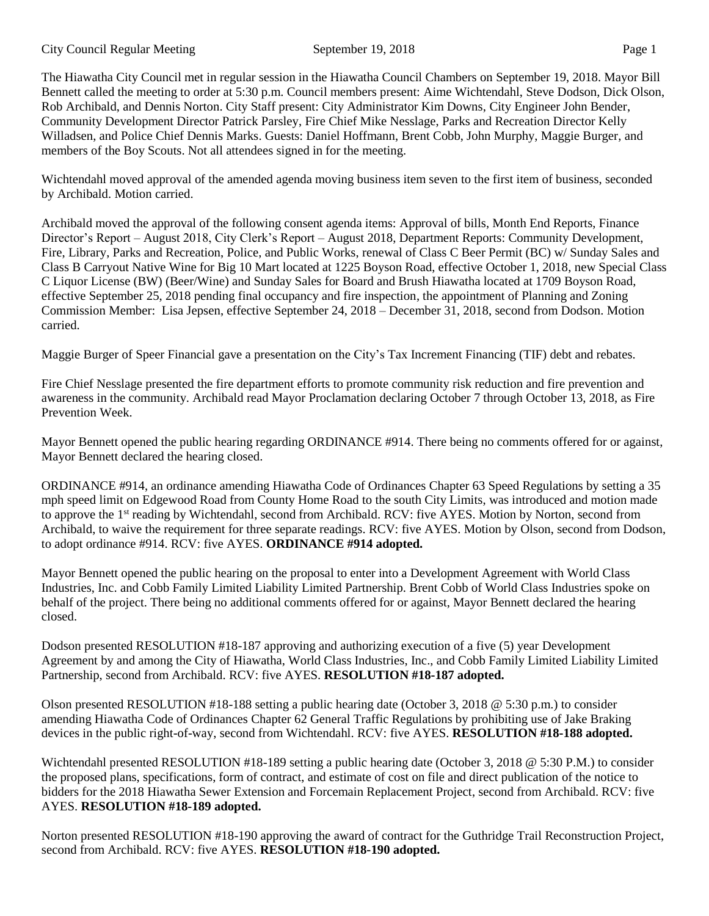The Hiawatha City Council met in regular session in the Hiawatha Council Chambers on September 19, 2018. Mayor Bill Bennett called the meeting to order at 5:30 p.m. Council members present: Aime Wichtendahl, Steve Dodson, Dick Olson, Rob Archibald, and Dennis Norton. City Staff present: City Administrator Kim Downs, City Engineer John Bender, Community Development Director Patrick Parsley, Fire Chief Mike Nesslage, Parks and Recreation Director Kelly Willadsen, and Police Chief Dennis Marks. Guests: Daniel Hoffmann, Brent Cobb, John Murphy, Maggie Burger, and members of the Boy Scouts. Not all attendees signed in for the meeting.

Wichtendahl moved approval of the amended agenda moving business item seven to the first item of business, seconded by Archibald. Motion carried.

Archibald moved the approval of the following consent agenda items: Approval of bills, Month End Reports, Finance Director's Report – August 2018, City Clerk's Report – August 2018, Department Reports: Community Development, Fire, Library, Parks and Recreation, Police, and Public Works, renewal of Class C Beer Permit (BC) w/ Sunday Sales and Class B Carryout Native Wine for Big 10 Mart located at 1225 Boyson Road, effective October 1, 2018, new Special Class C Liquor License (BW) (Beer/Wine) and Sunday Sales for Board and Brush Hiawatha located at 1709 Boyson Road, effective September 25, 2018 pending final occupancy and fire inspection, the appointment of Planning and Zoning Commission Member: Lisa Jepsen, effective September 24, 2018 – December 31, 2018, second from Dodson. Motion carried.

Maggie Burger of Speer Financial gave a presentation on the City's Tax Increment Financing (TIF) debt and rebates.

Fire Chief Nesslage presented the fire department efforts to promote community risk reduction and fire prevention and awareness in the community. Archibald read Mayor Proclamation declaring October 7 through October 13, 2018, as Fire Prevention Week.

Mayor Bennett opened the public hearing regarding ORDINANCE #914. There being no comments offered for or against, Mayor Bennett declared the hearing closed.

ORDINANCE #914, an ordinance amending Hiawatha Code of Ordinances Chapter 63 Speed Regulations by setting a 35 mph speed limit on Edgewood Road from County Home Road to the south City Limits, was introduced and motion made to approve the 1st reading by Wichtendahl, second from Archibald. RCV: five AYES. Motion by Norton, second from Archibald, to waive the requirement for three separate readings. RCV: five AYES. Motion by Olson, second from Dodson, to adopt ordinance #914. RCV: five AYES. **ORDINANCE #914 adopted.**

Mayor Bennett opened the public hearing on the proposal to enter into a Development Agreement with World Class Industries, Inc. and Cobb Family Limited Liability Limited Partnership. Brent Cobb of World Class Industries spoke on behalf of the project. There being no additional comments offered for or against, Mayor Bennett declared the hearing closed.

Dodson presented RESOLUTION #18-187 approving and authorizing execution of a five (5) year Development Agreement by and among the City of Hiawatha, World Class Industries, Inc., and Cobb Family Limited Liability Limited Partnership, second from Archibald. RCV: five AYES. **RESOLUTION #18-187 adopted.**

Olson presented RESOLUTION #18-188 setting a public hearing date (October 3, 2018 @ 5:30 p.m.) to consider amending Hiawatha Code of Ordinances Chapter 62 General Traffic Regulations by prohibiting use of Jake Braking devices in the public right-of-way, second from Wichtendahl. RCV: five AYES. **RESOLUTION #18-188 adopted.**

Wichtendahl presented RESOLUTION #18-189 setting a public hearing date (October 3, 2018 @ 5:30 P.M.) to consider the proposed plans, specifications, form of contract, and estimate of cost on file and direct publication of the notice to bidders for the 2018 Hiawatha Sewer Extension and Forcemain Replacement Project, second from Archibald. RCV: five AYES. **RESOLUTION #18-189 adopted.**

Norton presented RESOLUTION #18-190 approving the award of contract for the Guthridge Trail Reconstruction Project, second from Archibald. RCV: five AYES. **RESOLUTION #18-190 adopted.**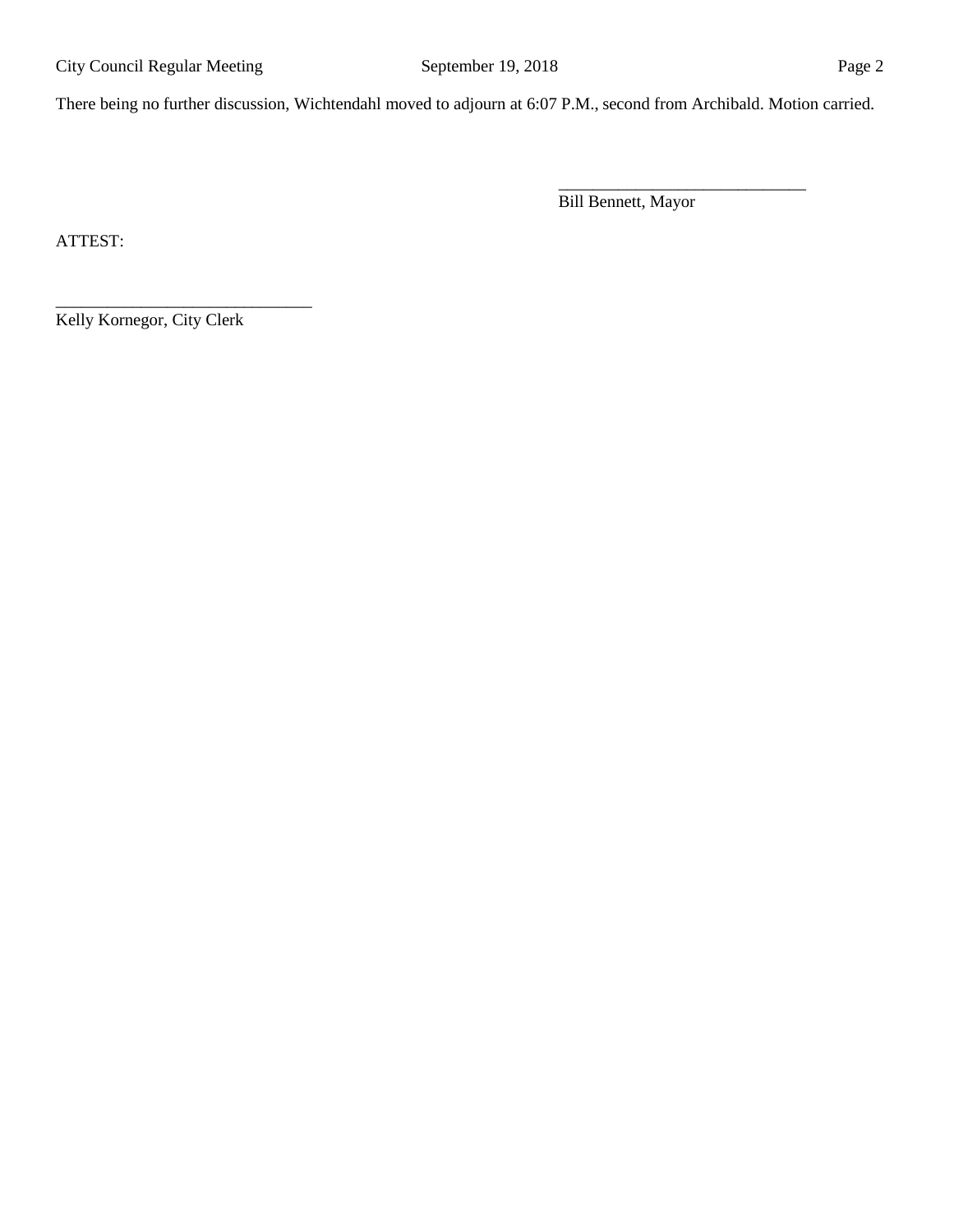There being no further discussion, Wichtendahl moved to adjourn at 6:07 P.M., second from Archibald. Motion carried.

\_\_\_\_\_\_\_\_\_\_\_\_\_\_\_\_\_\_\_\_\_\_\_\_\_\_\_\_\_\_
Bill Bennett, Mayor

ATTEST:

\_\_\_\_\_\_\_\_\_\_\_\_\_\_\_\_\_\_\_\_\_\_\_\_\_\_\_\_\_\_
Kelly Kornegor, City Clerk